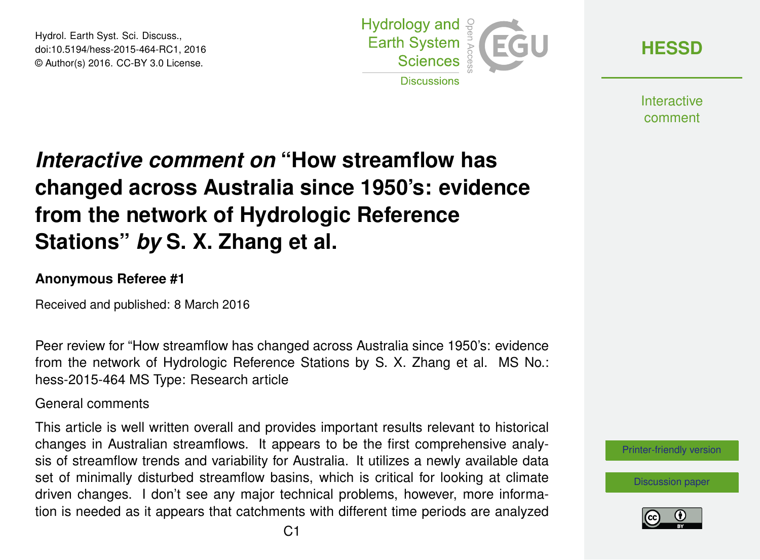# *Interactive comment on* "How streamflow has changed across Australia since 1950's: evidence from the network of Hydrologic Reference Stations" *by* S. X. Zhang et al.

**Anonymous Referee #1**

Received and published: 8 March 2016

Peer review for "How streamflow has changed across Australia since 1950's: evidence from the network of Hydrologic Reference Stations by S. X. Zhang et al. MS No.: hess-2015-464 MS Type: Research article

General comments

This article is well written overall and provides important results relevant to historical changes in Australian streamflows. It appears to be the first comprehensive analysis of streamflow trends and variability for Australia. It utilizes a newly available data set of minimally disturbed streamflow basins, which is critical for looking at climate driven changes. I don't see any major technical problems, however, more information is needed as it appears that catchments with different time periods are analyzed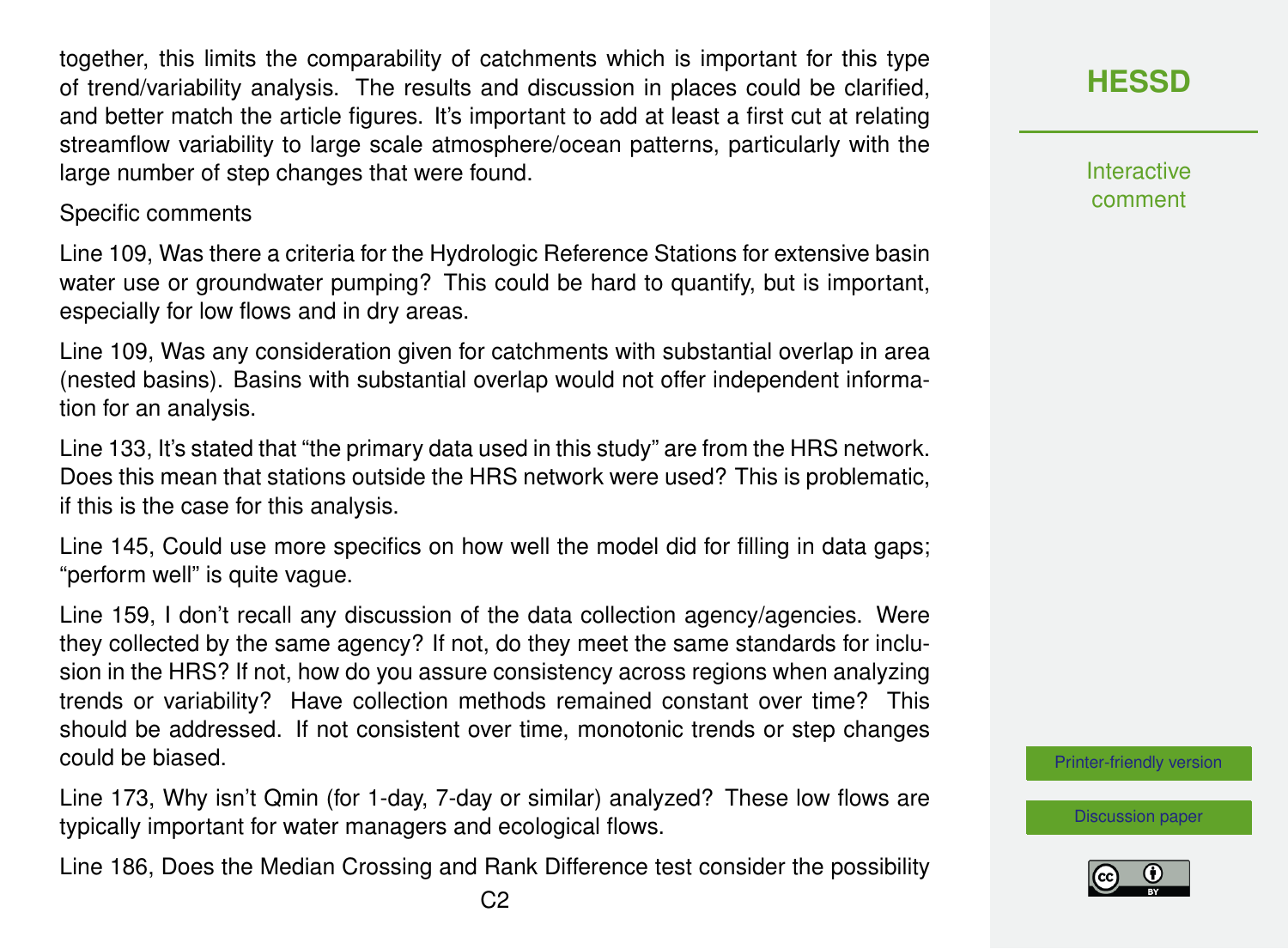together, this limits the comparability of catchments which is important for this type of trend/variability analysis. The results and discussion in places could be clarified, and better match the article figures. It's important to add at least a first cut at relating streamflow variability to large scale atmosphere/ocean patterns, particularly with the large number of step changes that were found.

Specific comments

Line 109, Was there a criteria for the Hydrologic Reference Stations for extensive basin water use or groundwater pumping? This could be hard to quantify, but is important, especially for low flows and in dry areas.

Line 109, Was any consideration given for catchments with substantial overlap in area (nested basins). Basins with substantial overlap would not offer independent information for an analysis.

Line 133, It's stated that "the primary data used in this study" are from the HRS network. Does this mean that stations outside the HRS network were used? This is problematic, if this is the case for this analysis.

Line 145, Could use more specifics on how well the model did for filling in data gaps; "perform well" is quite vague.

Line 159, I don't recall any discussion of the data collection agency/agencies. Were they collected by the same agency? If not, do they meet the same standards for inclusion in the HRS? If not, how do you assure consistency across regions when analyzing trends or variability? Have collection methods remained constant over time? This should be addressed. If not consistent over time, monotonic trends or step changes could be biased.

Line 173, Why isn't Qmin (for 1-day, 7-day or similar) analyzed? These low flows are typically important for water managers and ecological flows.

Line 186, Does the Median Crossing and Rank Difference test consider the possibility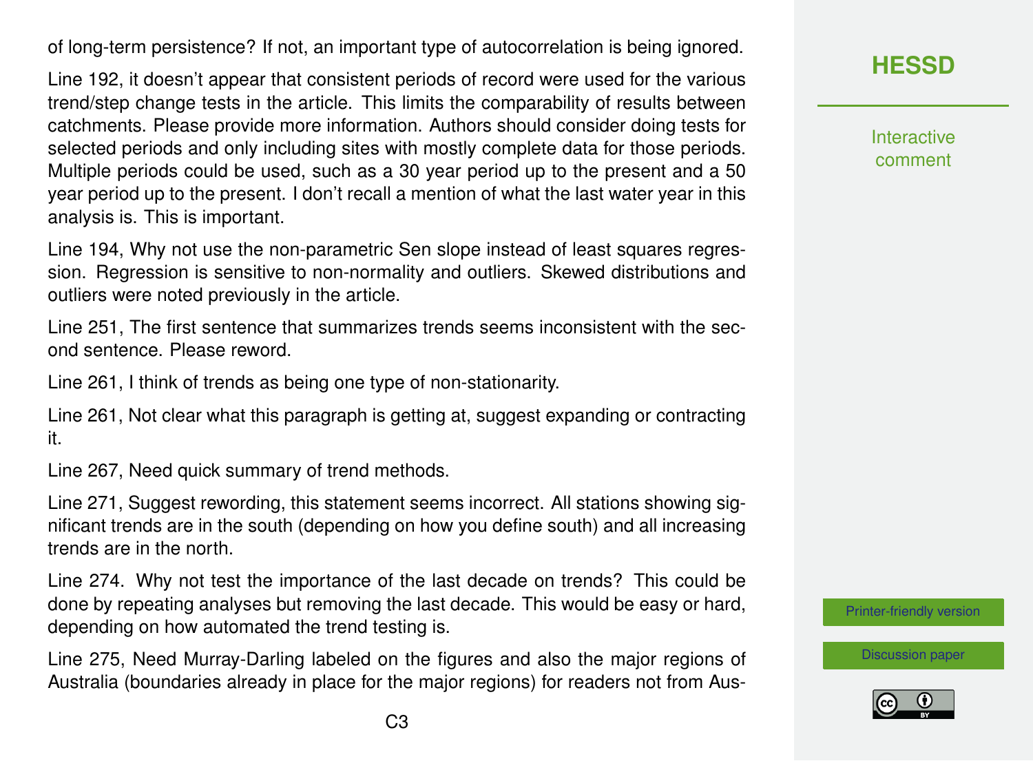of long-term persistence? If not, an important type of autocorrelation is being ignored.

Line 192, it doesn't appear that consistent periods of record were used for the various trend/step change tests in the article. This limits the comparability of results between catchments. Please provide more information. Authors should consider doing tests for selected periods and only including sites with mostly complete data for those periods. Multiple periods could be used, such as a 30 year period up to the present and a 50 year period up to the present. I don't recall a mention of what the last water year in this analysis is. This is important.

Line 194, Why not use the non-parametric Sen slope instead of least squares regression. Regression is sensitive to non-normality and outliers. Skewed distributions and outliers were noted previously in the article.

Line 251, The first sentence that summarizes trends seems inconsistent with the second sentence. Please reword.

Line 261, I think of trends as being one type of non-stationarity.

Line 261, Not clear what this paragraph is getting at, suggest expanding or contracting it.

Line 267, Need quick summary of trend methods.

Line 271, Suggest rewording, this statement seems incorrect. All stations showing significant trends are in the south (depending on how you define south) and all increasing trends are in the north.

Line 274. Why not test the importance of the last decade on trends? This could be done by repeating analyses but removing the last decade. This would be easy or hard, depending on how automated the trend testing is.

Line 275, Need Murray-Darling labeled on the figures and also the major regions of Australia (boundaries already in place for the major regions) for readers not from Aus-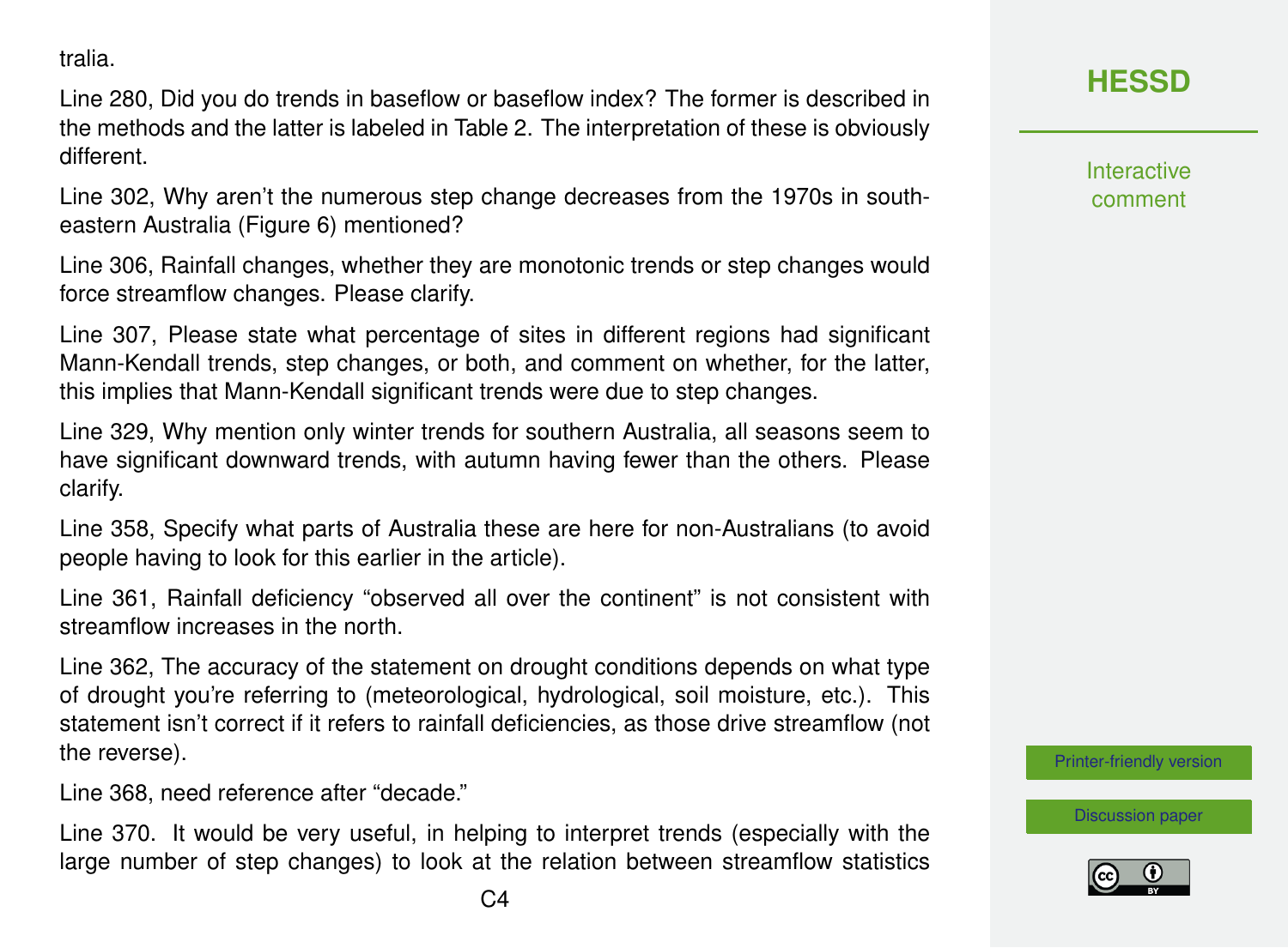tralia.

Line 280, Did you do trends in baseflow or baseflow index? The former is described in the methods and the latter is labeled in Table 2. The interpretation of these is obviously different.

Line 302, Why aren't the numerous step change decreases from the 1970s in south-eastern Australia (Figure 6) mentioned?

Line 306, Rainfall changes, whether they are monotonic trends or step changes would force streamflow changes. Please clarify.

Line 307, Please state what percentage of sites in different regions had significant Mann-Kendall trends, step changes, or both, and comment on whether, for the latter, this implies that Mann-Kendall significant trends were due to step changes.

Line 329, Why mention only winter trends for southern Australia, all seasons seem to have significant downward trends, with autumn having fewer than the others. Please clarify.

Line 358, Specify what parts of Australia these are here for non-Australians (to avoid people having to look for this earlier in the article).

Line 361, Rainfall deficiency "observed all over the continent" is not consistent with streamflow increases in the north.

Line 362, The accuracy of the statement on drought conditions depends on what type of drought you're referring to (meteorological, hydrological, soil moisture, etc.). This statement isn't correct if it refers to rainfall deficiencies, as those drive streamflow (not the reverse).

Line 368, need reference after "decade."

Line 370. It would be very useful, in helping to interpret trends (especially with the large number of step changes) to look at the relation between streamflow statistics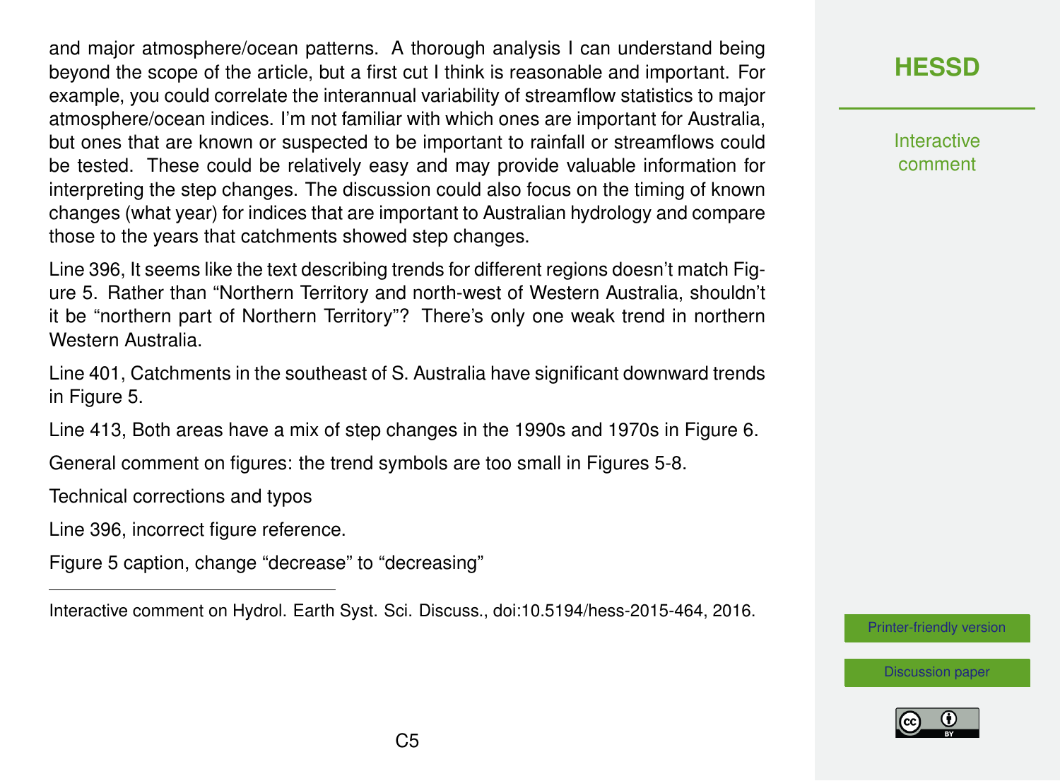and major atmosphere/ocean patterns. A thorough analysis I can understand being beyond the scope of the article, but a first cut I think is reasonable and important. For example, you could correlate the interannual variability of streamflow statistics to major atmosphere/ocean indices. I'm not familiar with which ones are important for Australia, but ones that are known or suspected to be important to rainfall or streamflows could be tested. These could be relatively easy and may provide valuable information for interpreting the step changes. The discussion could also focus on the timing of known changes (what year) for indices that are important to Australian hydrology and compare those to the years that catchments showed step changes.

Line 396, It seems like the text describing trends for different regions doesn't match Figure 5. Rather than "Northern Territory and north-west of Western Australia, shouldn't it be "northern part of Northern Territory"? There's only one weak trend in northern Western Australia.

Line 401, Catchments in the southeast of S. Australia have significant downward trends in Figure 5.

Line 413, Both areas have a mix of step changes in the 1990s and 1970s in Figure 6.

General comment on figures: the trend symbols are too small in Figures 5-8.

Technical corrections and typos

Line 396, incorrect figure reference.

Figure 5 caption, change "decrease" to "decreasing"

---

Interactive comment on Hydrol. Earth Syst. Sci. Discuss., doi:10.5194/hess-2015-464, 2016.